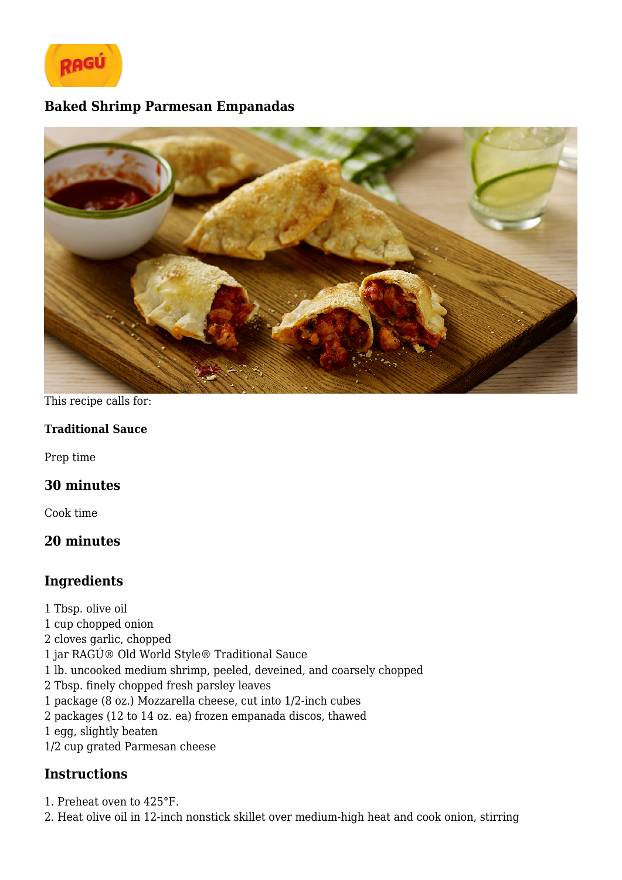# Baked Shrimp Parmesan Empanadas

This recipe calls for:

**Traditional Sauce**

Prep time

### 30 minutes

Cook time

### 20 minutes

## Ingredients

1 Tbsp. olive oil
1 cup chopped onion
2 cloves garlic, chopped
1 jar RAGÚ® Old World Style® Traditional Sauce
1 lb. uncooked medium shrimp, peeled, deveined, and coarsely chopped
2 Tbsp. finely chopped fresh parsley leaves
1 package (8 oz.) Mozzarella cheese, cut into 1/2-inch cubes
2 packages (12 to 14 oz. ea) frozen empanada discos, thawed
1 egg, slightly beaten
1/2 cup grated Parmesan cheese

## Instructions

1. Preheat oven to 425°F.
2. Heat olive oil in 12-inch nonstick skillet over medium-high heat and cook onion, stirring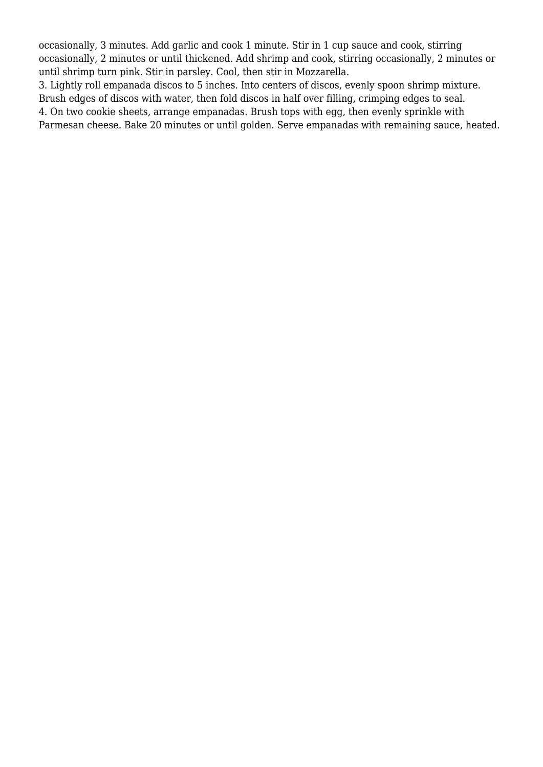occasionally, 3 minutes. Add garlic and cook 1 minute. Stir in 1 cup sauce and cook, stirring occasionally, 2 minutes or until thickened. Add shrimp and cook, stirring occasionally, 2 minutes or until shrimp turn pink. Stir in parsley. Cool, then stir in Mozzarella.

3. Lightly roll empanada discos to 5 inches. Into centers of discos, evenly spoon shrimp mixture. Brush edges of discos with water, then fold discos in half over filling, crimping edges to seal.

4. On two cookie sheets, arrange empanadas. Brush tops with egg, then evenly sprinkle with Parmesan cheese. Bake 20 minutes or until golden. Serve empanadas with remaining sauce, heated.